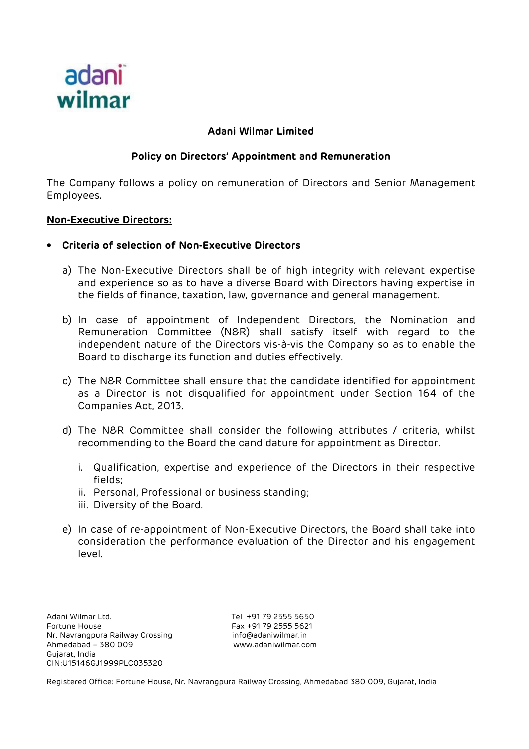# Adani Wilmar Limited

## Policy on Directors' Appointment and Remuneration

The Company follows a policy on remuneration of Directors and Senior Management Employees.

**Non-Executive Directors:**

- **Criteria of selection of Non-Executive Directors**

  a) The Non-Executive Directors shall be of high integrity with relevant expertise and experience so as to have a diverse Board with Directors having expertise in the fields of finance, taxation, law, governance and general management.

  b) In case of appointment of Independent Directors, the Nomination and Remuneration Committee (N&R) shall satisfy itself with regard to the independent nature of the Directors vis-à-vis the Company so as to enable the Board to discharge its function and duties effectively.

  c) The N&R Committee shall ensure that the candidate identified for appointment as a Director is not disqualified for appointment under Section 164 of the Companies Act, 2013.

  d) The N&R Committee shall consider the following attributes / criteria, whilst recommending to the Board the candidature for appointment as Director.

     i. Qualification, expertise and experience of the Directors in their respective fields;
     ii. Personal, Professional or business standing;
     iii. Diversity of the Board.

  e) In case of re-appointment of Non-Executive Directors, the Board shall take into consideration the performance evaluation of the Director and his engagement level.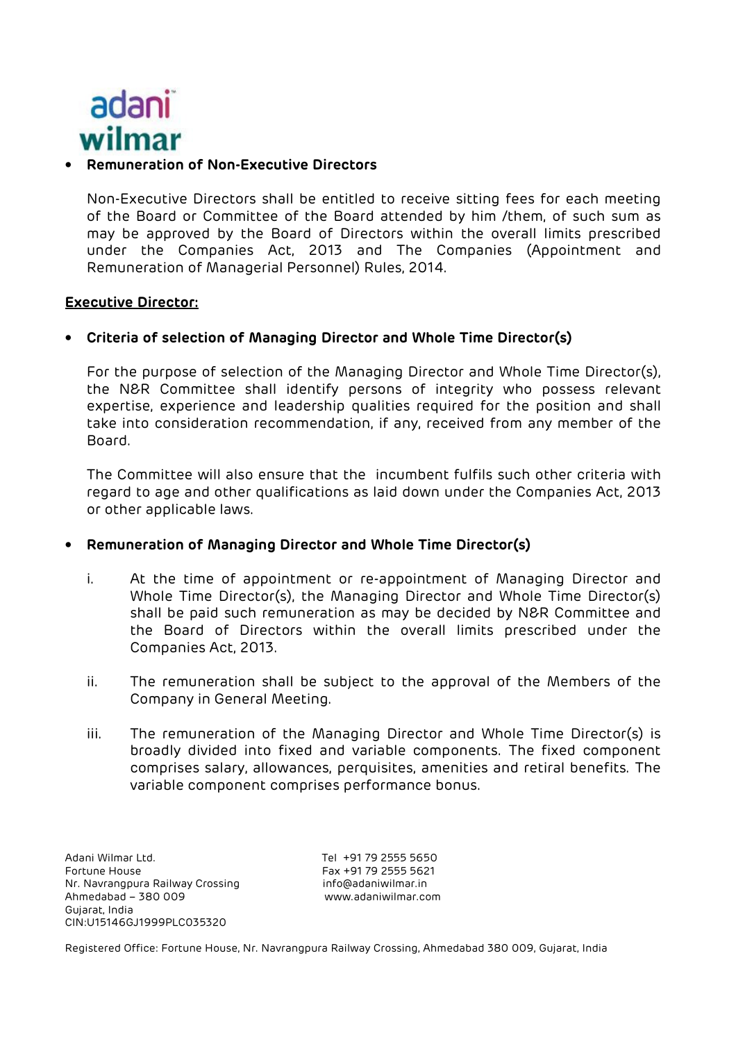- **Remuneration of Non-Executive Directors**

  Non-Executive Directors shall be entitled to receive sitting fees for each meeting of the Board or Committee of the Board attended by him /them, of such sum as may be approved by the Board of Directors within the overall limits prescribed under the Companies Act, 2013 and The Companies (Appointment and Remuneration of Managerial Personnel) Rules, 2014.

**Executive Director:**

- **Criteria of selection of Managing Director and Whole Time Director(s)**

  For the purpose of selection of the Managing Director and Whole Time Director(s), the N&R Committee shall identify persons of integrity who possess relevant expertise, experience and leadership qualities required for the position and shall take into consideration recommendation, if any, received from any member of the Board.

  The Committee will also ensure that the incumbent fulfils such other criteria with regard to age and other qualifications as laid down under the Companies Act, 2013 or other applicable laws.

- **Remuneration of Managing Director and Whole Time Director(s)**

  i. At the time of appointment or re-appointment of Managing Director and Whole Time Director(s), the Managing Director and Whole Time Director(s) shall be paid such remuneration as may be decided by N&R Committee and the Board of Directors within the overall limits prescribed under the Companies Act, 2013.

  ii. The remuneration shall be subject to the approval of the Members of the Company in General Meeting.

  iii. The remuneration of the Managing Director and Whole Time Director(s) is broadly divided into fixed and variable components. The fixed component comprises salary, allowances, perquisites, amenities and retiral benefits. The variable component comprises performance bonus.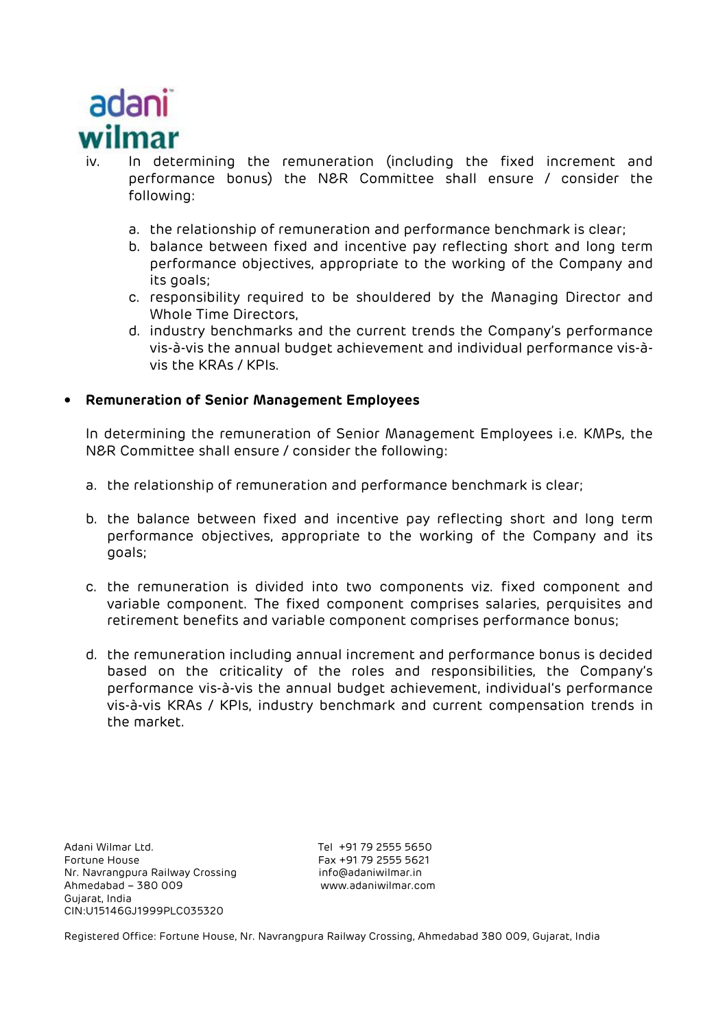iv. In determining the remuneration (including the fixed increment and performance bonus) the N&R Committee shall ensure / consider the following:

    a. the relationship of remuneration and performance benchmark is clear;
    b. balance between fixed and incentive pay reflecting short and long term performance objectives, appropriate to the working of the Company and its goals;
    c. responsibility required to be shouldered by the Managing Director and Whole Time Directors,
    d. industry benchmarks and the current trends the Company's performance vis-à-vis the annual budget achievement and individual performance vis-à-vis the KRAs / KPIs.

- **Remuneration of Senior Management Employees**

  In determining the remuneration of Senior Management Employees i.e. KMPs, the N&R Committee shall ensure / consider the following:

  a. the relationship of remuneration and performance benchmark is clear;

  b. the balance between fixed and incentive pay reflecting short and long term performance objectives, appropriate to the working of the Company and its goals;

  c. the remuneration is divided into two components viz. fixed component and variable component. The fixed component comprises salaries, perquisites and retirement benefits and variable component comprises performance bonus;

  d. the remuneration including annual increment and performance bonus is decided based on the criticality of the roles and responsibilities, the Company's performance vis-à-vis the annual budget achievement, individual's performance vis-à-vis KRAs / KPIs, industry benchmark and current compensation trends in the market.